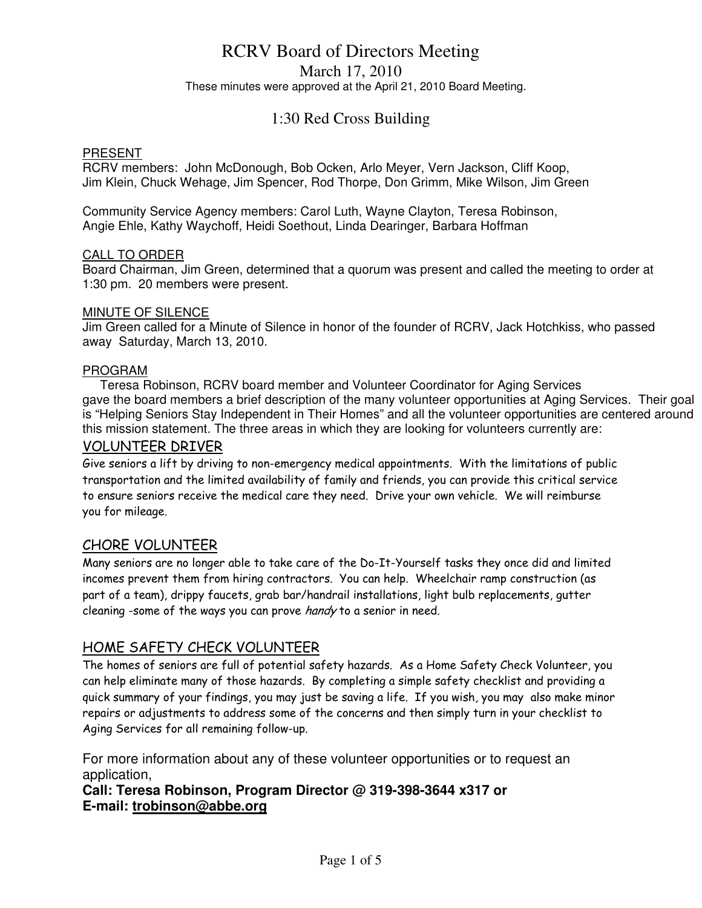# RCRV Board of Directors Meeting

## March 17, 2010

These minutes were approved at the April 21, 2010 Board Meeting.

## 1:30 Red Cross Building

PRESENT

RCRV members: John McDonough, Bob Ocken, Arlo Meyer, Vern Jackson, Cliff Koop, Jim Klein, Chuck Wehage, Jim Spencer, Rod Thorpe, Don Grimm, Mike Wilson, Jim Green

Community Service Agency members: Carol Luth, Wayne Clayton, Teresa Robinson, Angie Ehle, Kathy Waychoff, Heidi Soethout, Linda Dearinger, Barbara Hoffman

CALL TO ORDER

Board Chairman, Jim Green, determined that a quorum was present and called the meeting to order at 1:30 pm. 20 members were present.

MINUTE OF SILENCE

Jim Green called for a Minute of Silence in honor of the founder of RCRV, Jack Hotchkiss, who passed away Saturday, March 13, 2010.

PROGRAM

Teresa Robinson, RCRV board member and Volunteer Coordinator for Aging Services gave the board members a brief description of the many volunteer opportunities at Aging Services. Their goal is "Helping Seniors Stay Independent in Their Homes" and all the volunteer opportunities are centered around this mission statement. The three areas in which they are looking for volunteers currently are:

### VOLUNTEER DRIVER

Give seniors a lift by driving to non-emergency medical appointments. With the limitations of public transportation and the limited availability of family and friends, you can provide this critical service to ensure seniors receive the medical care they need. Drive your own vehicle. We will reimburse you for mileage.

### CHORE VOLUNTEER

Many seniors are no longer able to take care of the Do-It-Yourself tasks they once did and limited incomes prevent them from hiring contractors. You can help. Wheelchair ramp construction (as part of a team), drippy faucets, grab bar/handrail installations, light bulb replacements, gutter cleaning -some of the ways you can prove *handy* to a senior in need.

### HOME SAFETY CHECK VOLUNTEER

The homes of seniors are full of potential safety hazards. As a Home Safety Check Volunteer, you can help eliminate many of those hazards. By completing a simple safety checklist and providing a quick summary of your findings, you may just be saving a life. If you wish, you may also make minor repairs or adjustments to address some of the concerns and then simply turn in your checklist to Aging Services for all remaining follow-up.

For more information about any of these volunteer opportunities or to request an application,

**Call: Teresa Robinson, Program Director @ 319-398-3644 x317 or**
**E-mail: trobinson@abbe.org**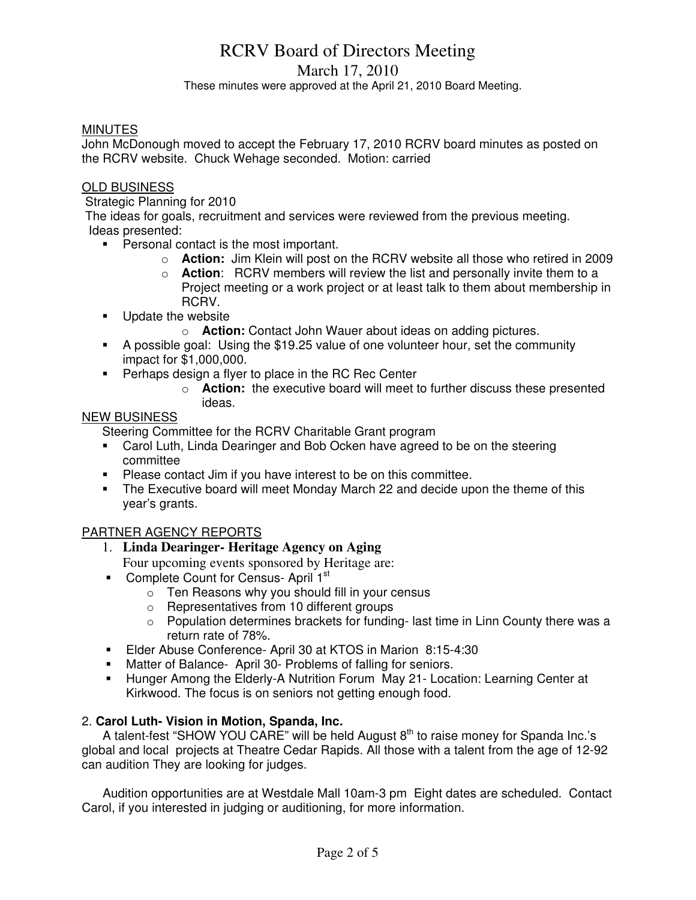# RCRV Board of Directors Meeting

March 17, 2010

These minutes were approved at the April 21, 2010 Board Meeting.

MINUTES

John McDonough moved to accept the February 17, 2010 RCRV board minutes as posted on the RCRV website. Chuck Wehage seconded. Motion: carried

OLD BUSINESS

Strategic Planning for 2010

The ideas for goals, recruitment and services were reviewed from the previous meeting.

Ideas presented:

- Personal contact is the most important.
  - **Action:** Jim Klein will post on the RCRV website all those who retired in 2009
  - **Action**: RCRV members will review the list and personally invite them to a Project meeting or a work project or at least talk to them about membership in RCRV.
- Update the website
  - **Action:** Contact John Wauer about ideas on adding pictures.
- A possible goal: Using the $19.25 value of one volunteer hour, set the community impact for $1,000,000.
- Perhaps design a flyer to place in the RC Rec Center
  - **Action:** the executive board will meet to further discuss these presented ideas.

NEW BUSINESS

Steering Committee for the RCRV Charitable Grant program

- Carol Luth, Linda Dearinger and Bob Ocken have agreed to be on the steering committee
- Please contact Jim if you have interest to be on this committee.
- The Executive board will meet Monday March 22 and decide upon the theme of this year's grants.

PARTNER AGENCY REPORTS

1. **Linda Dearinger- Heritage Agency on Aging**

   Four upcoming events sponsored by Heritage are:

- Complete Count for Census- April 1st
  - Ten Reasons why you should fill in your census
  - Representatives from 10 different groups
  - Population determines brackets for funding- last time in Linn County there was a return rate of 78%.
- Elder Abuse Conference- April 30 at KTOS in Marion 8:15-4:30
- Matter of Balance- April 30- Problems of falling for seniors.
- Hunger Among the Elderly-A Nutrition Forum May 21- Location: Learning Center at Kirkwood. The focus is on seniors not getting enough food.

2. **Carol Luth- Vision in Motion, Spanda, Inc.**

A talent-fest "SHOW YOU CARE" will be held August 8th to raise money for Spanda Inc.'s global and local projects at Theatre Cedar Rapids. All those with a talent from the age of 12-92 can audition They are looking for judges.

Audition opportunities are at Westdale Mall 10am-3 pm Eight dates are scheduled. Contact Carol, if you interested in judging or auditioning, for more information.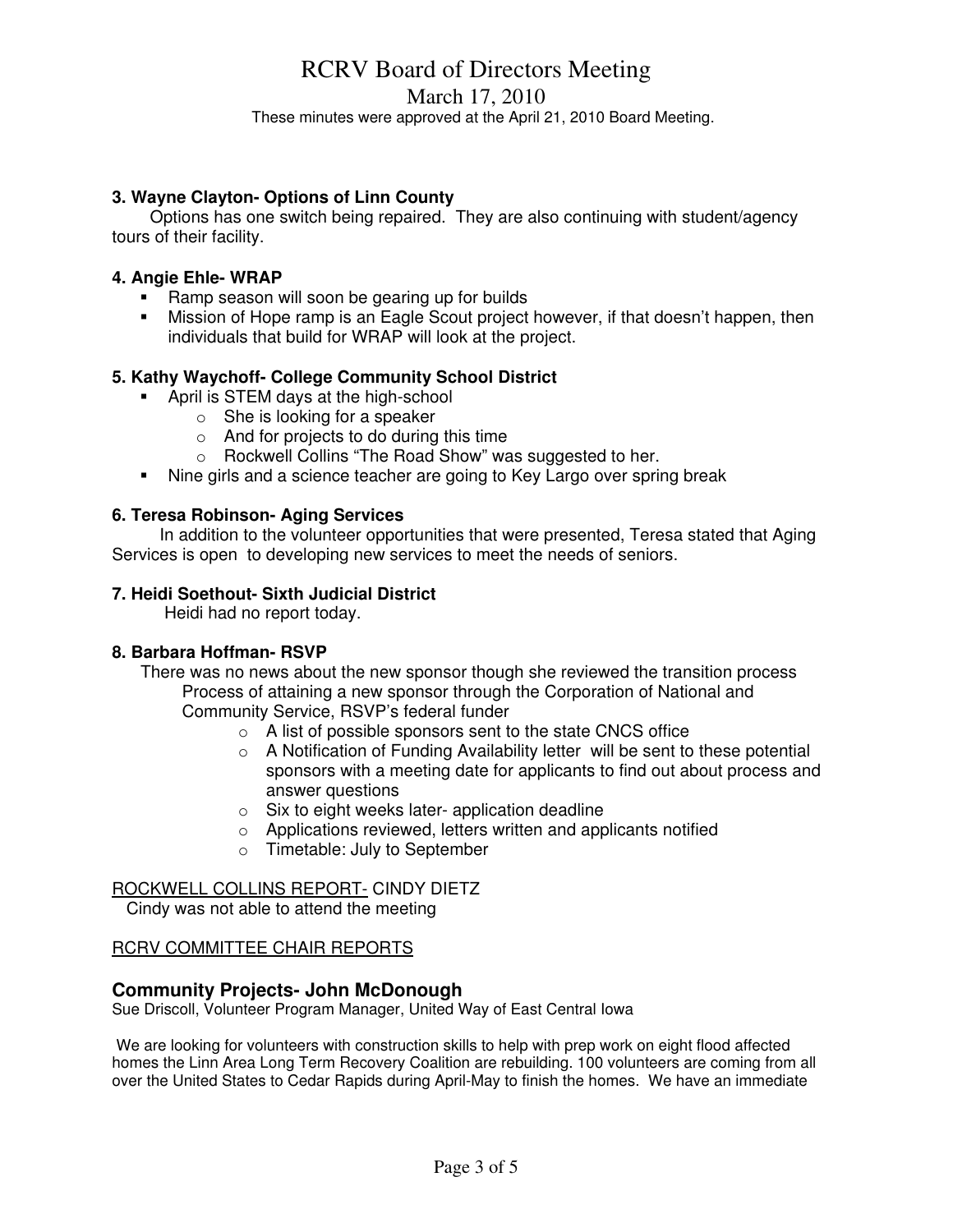# RCRV Board of Directors Meeting

March 17, 2010

These minutes were approved at the April 21, 2010 Board Meeting.

**3. Wayne Clayton- Options of Linn County**

Options has one switch being repaired. They are also continuing with student/agency tours of their facility.

**4. Angie Ehle- WRAP**

- Ramp season will soon be gearing up for builds
- Mission of Hope ramp is an Eagle Scout project however, if that doesn't happen, then individuals that build for WRAP will look at the project.

**5. Kathy Waychoff- College Community School District**

- April is STEM days at the high-school
  - She is looking for a speaker
  - And for projects to do during this time
  - Rockwell Collins "The Road Show" was suggested to her.
- Nine girls and a science teacher are going to Key Largo over spring break

**6. Teresa Robinson- Aging Services**

In addition to the volunteer opportunities that were presented, Teresa stated that Aging Services is open to developing new services to meet the needs of seniors.

**7. Heidi Soethout- Sixth Judicial District**

Heidi had no report today.

**8. Barbara Hoffman- RSVP**

There was no news about the new sponsor though she reviewed the transition process Process of attaining a new sponsor through the Corporation of National and Community Service, RSVP's federal funder

- A list of possible sponsors sent to the state CNCS office
- A Notification of Funding Availability letter will be sent to these potential sponsors with a meeting date for applicants to find out about process and answer questions
- Six to eight weeks later- application deadline
- Applications reviewed, letters written and applicants notified
- Timetable: July to September

<u>ROCKWELL COLLINS REPORT-</u> CINDY DIETZ

Cindy was not able to attend the meeting

<u>RCRV COMMITTEE CHAIR REPORTS</u>

## Community Projects- John McDonough

Sue Driscoll, Volunteer Program Manager, United Way of East Central Iowa

We are looking for volunteers with construction skills to help with prep work on eight flood affected homes the Linn Area Long Term Recovery Coalition are rebuilding. 100 volunteers are coming from all over the United States to Cedar Rapids during April-May to finish the homes. We have an immediate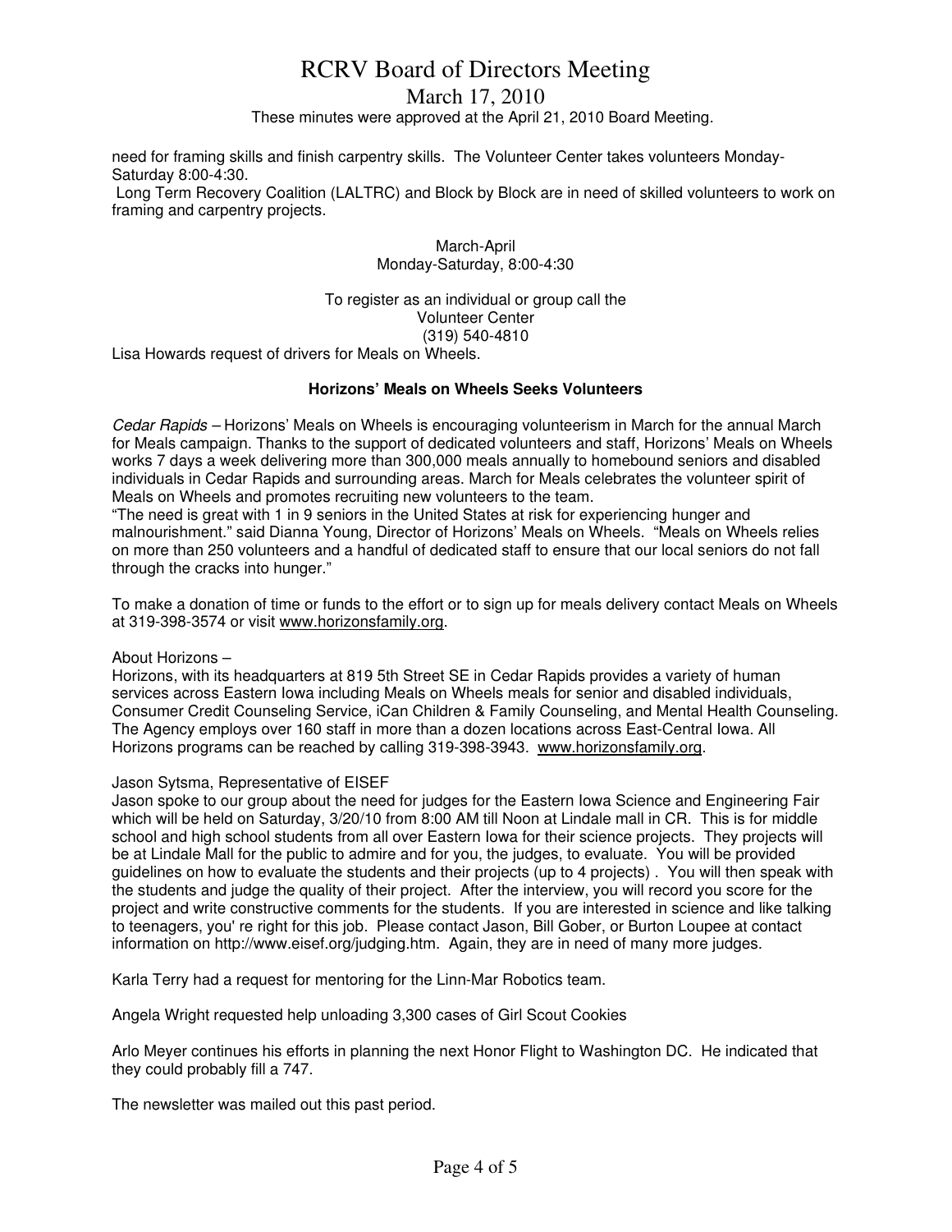need for framing skills and finish carpentry skills. The Volunteer Center takes volunteers Monday-Saturday 8:00-4:30.

Long Term Recovery Coalition (LALTRC) and Block by Block are in need of skilled volunteers to work on framing and carpentry projects.

March-April
Monday-Saturday, 8:00-4:30

To register as an individual or group call the
Volunteer Center
(319) 540-4810

Lisa Howards request of drivers for Meals on Wheels.

**Horizons' Meals on Wheels Seeks Volunteers**

*Cedar Rapids* – Horizons' Meals on Wheels is encouraging volunteerism in March for the annual March for Meals campaign. Thanks to the support of dedicated volunteers and staff, Horizons' Meals on Wheels works 7 days a week delivering more than 300,000 meals annually to homebound seniors and disabled individuals in Cedar Rapids and surrounding areas. March for Meals celebrates the volunteer spirit of Meals on Wheels and promotes recruiting new volunteers to the team.

"The need is great with 1 in 9 seniors in the United States at risk for experiencing hunger and malnourishment." said Dianna Young, Director of Horizons' Meals on Wheels. "Meals on Wheels relies on more than 250 volunteers and a handful of dedicated staff to ensure that our local seniors do not fall through the cracks into hunger."

To make a donation of time or funds to the effort or to sign up for meals delivery contact Meals on Wheels at 319-398-3574 or visit www.horizonsfamily.org.

About Horizons –

Horizons, with its headquarters at 819 5th Street SE in Cedar Rapids provides a variety of human services across Eastern Iowa including Meals on Wheels meals for senior and disabled individuals, Consumer Credit Counseling Service, iCan Children & Family Counseling, and Mental Health Counseling. The Agency employs over 160 staff in more than a dozen locations across East-Central Iowa. All Horizons programs can be reached by calling 319-398-3943. www.horizonsfamily.org.

Jason Sytsma, Representative of EISEF

Jason spoke to our group about the need for judges for the Eastern Iowa Science and Engineering Fair which will be held on Saturday, 3/20/10 from 8:00 AM till Noon at Lindale mall in CR. This is for middle school and high school students from all over Eastern Iowa for their science projects. They projects will be at Lindale Mall for the public to admire and for you, the judges, to evaluate. You will be provided guidelines on how to evaluate the students and their projects (up to 4 projects) . You will then speak with the students and judge the quality of their project. After the interview, you will record you score for the project and write constructive comments for the students. If you are interested in science and like talking to teenagers, you' re right for this job. Please contact Jason, Bill Gober, or Burton Loupee at contact information on http://www.eisef.org/judging.htm. Again, they are in need of many more judges.

Karla Terry had a request for mentoring for the Linn-Mar Robotics team.

Angela Wright requested help unloading 3,300 cases of Girl Scout Cookies

Arlo Meyer continues his efforts in planning the next Honor Flight to Washington DC. He indicated that they could probably fill a 747.

The newsletter was mailed out this past period.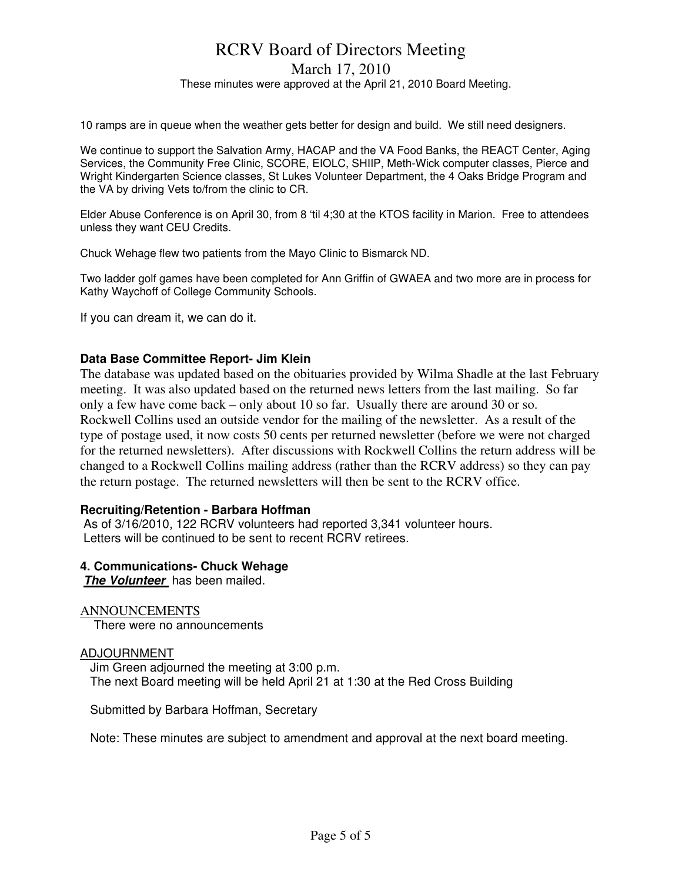# RCRV Board of Directors Meeting

March 17, 2010

These minutes were approved at the April 21, 2010 Board Meeting.

10 ramps are in queue when the weather gets better for design and build. We still need designers.

We continue to support the Salvation Army, HACAP and the VA Food Banks, the REACT Center, Aging Services, the Community Free Clinic, SCORE, EIOLC, SHIIP, Meth-Wick computer classes, Pierce and Wright Kindergarten Science classes, St Lukes Volunteer Department, the 4 Oaks Bridge Program and the VA by driving Vets to/from the clinic to CR.

Elder Abuse Conference is on April 30, from 8 'til 4;30 at the KTOS facility in Marion. Free to attendees unless they want CEU Credits.

Chuck Wehage flew two patients from the Mayo Clinic to Bismarck ND.

Two ladder golf games have been completed for Ann Griffin of GWAEA and two more are in process for Kathy Waychoff of College Community Schools.

If you can dream it, we can do it.

**Data Base Committee Report- Jim Klein**

The database was updated based on the obituaries provided by Wilma Shadle at the last February meeting. It was also updated based on the returned news letters from the last mailing. So far only a few have come back – only about 10 so far. Usually there are around 30 or so. Rockwell Collins used an outside vendor for the mailing of the newsletter. As a result of the type of postage used, it now costs 50 cents per returned newsletter (before we were not charged for the returned newsletters). After discussions with Rockwell Collins the return address will be changed to a Rockwell Collins mailing address (rather than the RCRV address) so they can pay the return postage. The returned newsletters will then be sent to the RCRV office.

**Recruiting/Retention - Barbara Hoffman**

As of 3/16/2010, 122 RCRV volunteers had reported 3,341 volunteer hours.
Letters will be continued to be sent to recent RCRV retirees.

**4. Communications- Chuck Wehage**

***The Volunteer*** has been mailed.

ANNOUNCEMENTS

There were no announcements

ADJOURNMENT

Jim Green adjourned the meeting at 3:00 p.m.
The next Board meeting will be held April 21 at 1:30 at the Red Cross Building

Submitted by Barbara Hoffman, Secretary

Note: These minutes are subject to amendment and approval at the next board meeting.